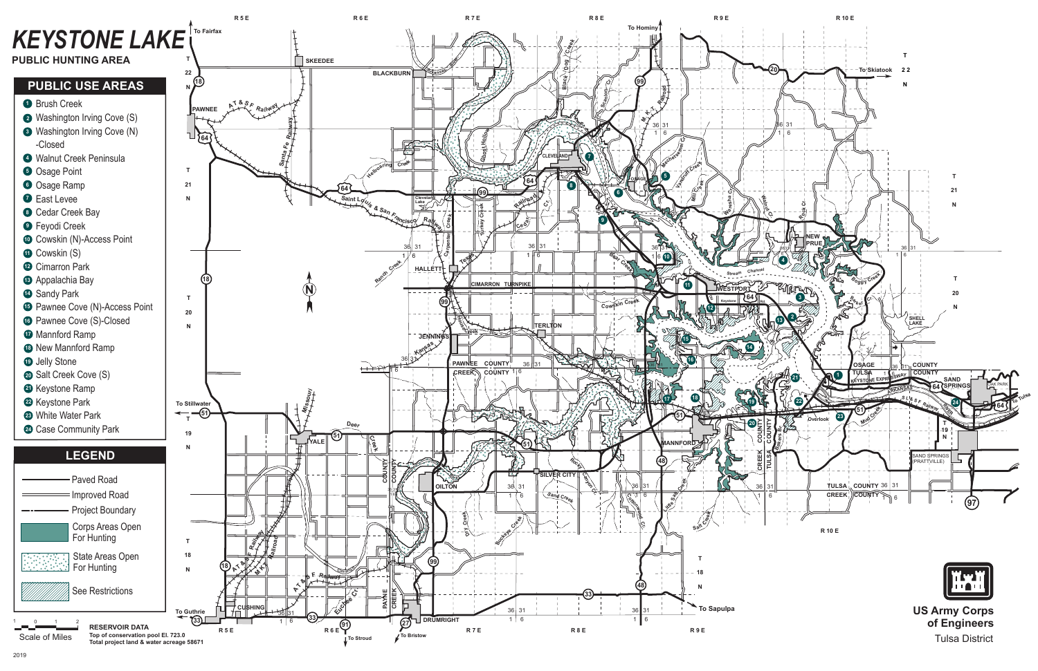# KEYSTONE LAKE

## PUBLIC HUNTING AREA

## PUBLIC USE AREAS

1. Brush Creek
2. Washington Irving Cove (S)
3. Washington Irving Cove (N) -Closed
4. Walnut Creek Peninsula
5. Osage Point
6. Osage Ramp
7. East Levee
8. Cedar Creek Bay
9. Feyodi Creek
10. Cowskin (N)-Access Point
11. Cowskin (S)
12. Cimarron Park
13. Appalachia Bay
14. Sandy Park
15. Pawnee Cove (N)-Access Point
16. Pawnee Cove (S)-Closed
17. Mannford Ramp
18. New Mannford Ramp
19. Jelly Stone
20. Salt Creek Cove (S)
21. Keystone Ramp
22. Keystone Park
23. White Water Park
24. Case Community Park

## LEGEND

- Paved Road
- Improved Road
- Project Boundary
- Corps Areas Open For Hunting
- State Areas Open For Hunting
- See Restrictions

Scale of Miles: 1 0 1 2

**RESERVOIR DATA**
**Top of conservation pool El. 723.0**
**Total project land & water acreage 58671**

US Army Corps of Engineers
Tulsa District

2019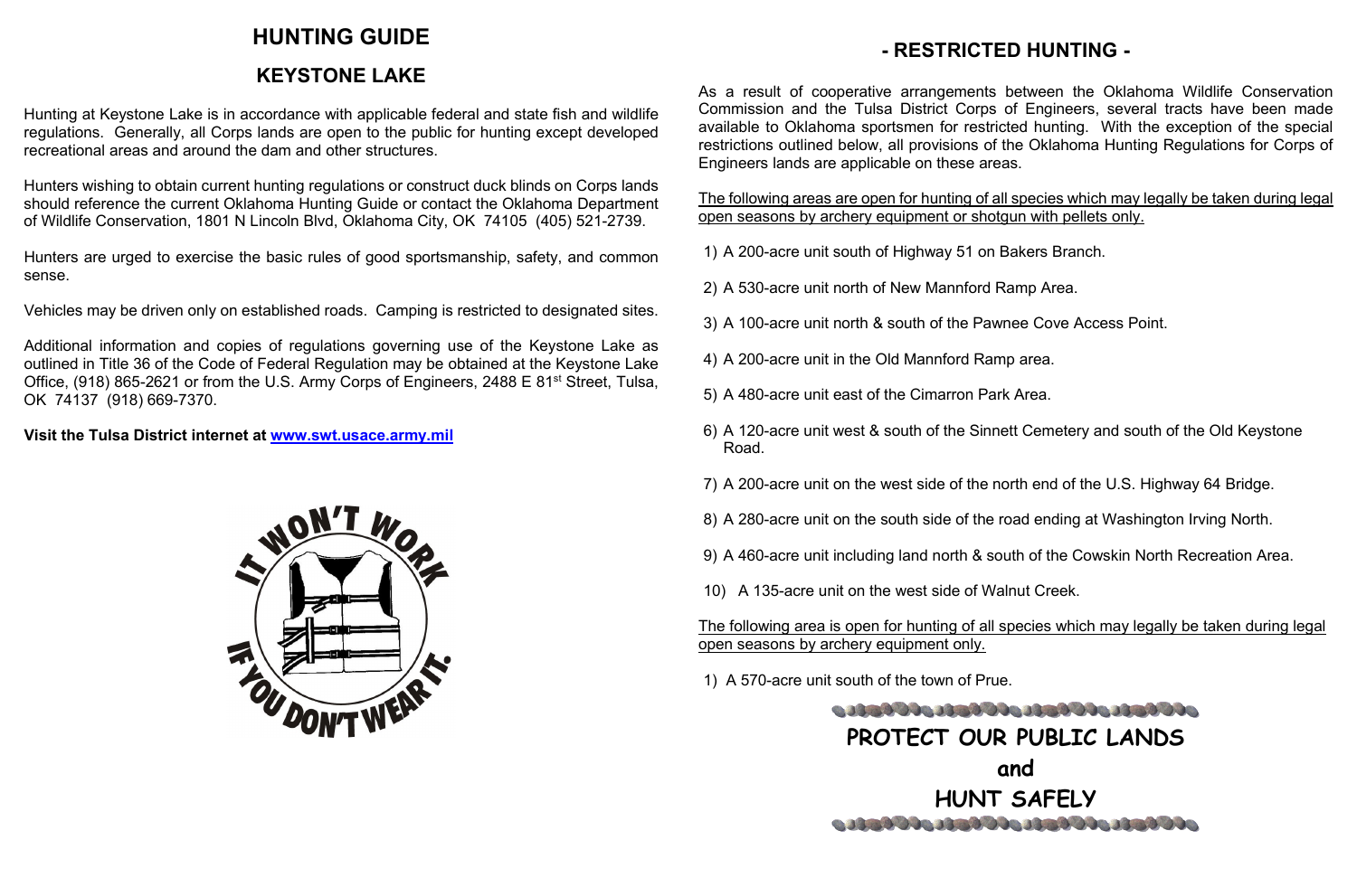# HUNTING GUIDE

## KEYSTONE LAKE

Hunting at Keystone Lake is in accordance with applicable federal and state fish and wildlife regulations. Generally, all Corps lands are open to the public for hunting except developed recreational areas and around the dam and other structures.

Hunters wishing to obtain current hunting regulations or construct duck blinds on Corps lands should reference the current Oklahoma Hunting Guide or contact the Oklahoma Department of Wildlife Conservation, 1801 N Lincoln Blvd, Oklahoma City, OK 74105 (405) 521-2739.

Hunters are urged to exercise the basic rules of good sportsmanship, safety, and common sense.

Vehicles may be driven only on established roads. Camping is restricted to designated sites.

Additional information and copies of regulations governing use of the Keystone Lake as outlined in Title 36 of the Code of Federal Regulation may be obtained at the Keystone Lake Office, (918) 865-2621 or from the U.S. Army Corps of Engineers, 2488 E 81st Street, Tulsa, OK 74137 (918) 669-7370.

**Visit the Tulsa District internet at www.swt.usace.army.mil**

IT WON'T WORK IF YOU DON'T WEAR IT.

## - RESTRICTED HUNTING -

As a result of cooperative arrangements between the Oklahoma Wildlife Conservation Commission and the Tulsa District Corps of Engineers, several tracts have been made available to Oklahoma sportsmen for restricted hunting. With the exception of the special restrictions outlined below, all provisions of the Oklahoma Hunting Regulations for Corps of Engineers lands are applicable on these areas.

<u>The following areas are open for hunting of all species which may legally be taken during legal open seasons by archery equipment or shotgun with pellets only.</u>

1) A 200-acre unit south of Highway 51 on Bakers Branch.
2) A 530-acre unit north of New Mannford Ramp Area.
3) A 100-acre unit north & south of the Pawnee Cove Access Point.
4) A 200-acre unit in the Old Mannford Ramp area.
5) A 480-acre unit east of the Cimarron Park Area.
6) A 120-acre unit west & south of the Sinnett Cemetery and south of the Old Keystone Road.
7) A 200-acre unit on the west side of the north end of the U.S. Highway 64 Bridge.
8) A 280-acre unit on the south side of the road ending at Washington Irving North.
9) A 460-acre unit including land north & south of the Cowskin North Recreation Area.
10) A 135-acre unit on the west side of Walnut Creek.

<u>The following area is open for hunting of all species which may legally be taken during legal open seasons by archery equipment only.</u>

1) A 570-acre unit south of the town of Prue.

**PROTECT OUR PUBLIC LANDS**

**and**

**HUNT SAFELY**